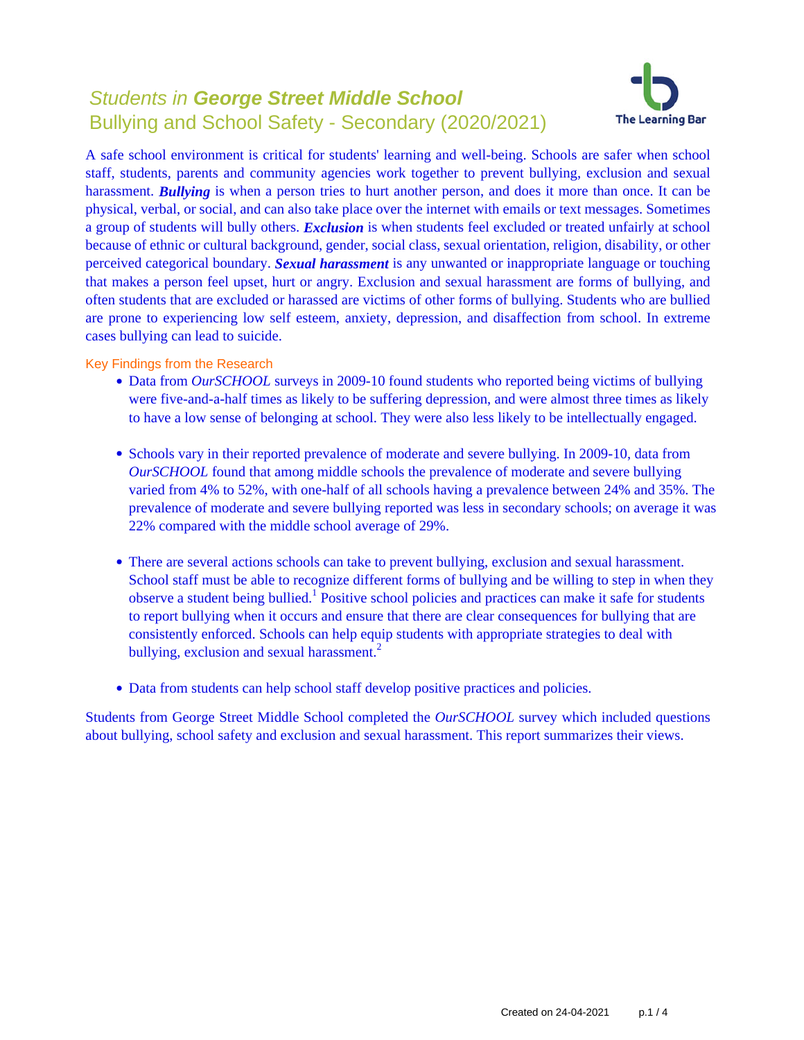# *Students in* ***George Street Middle School***
## Bullying and School Safety - Secondary (2020/2021)

The Learning Bar

A safe school environment is critical for students' learning and well-being. Schools are safer when school staff, students, parents and community agencies work together to prevent bullying, exclusion and sexual harassment. ***Bullying*** is when a person tries to hurt another person, and does it more than once. It can be physical, verbal, or social, and can also take place over the internet with emails or text messages. Sometimes a group of students will bully others. ***Exclusion*** is when students feel excluded or treated unfairly at school because of ethnic or cultural background, gender, social class, sexual orientation, religion, disability, or other perceived categorical boundary. ***Sexual harassment*** is any unwanted or inappropriate language or touching that makes a person feel upset, hurt or angry. Exclusion and sexual harassment are forms of bullying, and often students that are excluded or harassed are victims of other forms of bullying. Students who are bullied are prone to experiencing low self esteem, anxiety, depression, and disaffection from school. In extreme cases bullying can lead to suicide.

### Key Findings from the Research

- Data from *OurSCHOOL* surveys in 2009-10 found students who reported being victims of bullying were five-and-a-half times as likely to be suffering depression, and were almost three times as likely to have a low sense of belonging at school. They were also less likely to be intellectually engaged.

- Schools vary in their reported prevalence of moderate and severe bullying. In 2009-10, data from *OurSCHOOL* found that among middle schools the prevalence of moderate and severe bullying varied from 4% to 52%, with one-half of all schools having a prevalence between 24% and 35%. The prevalence of moderate and severe bullying reported was less in secondary schools; on average it was 22% compared with the middle school average of 29%.

- There are several actions schools can take to prevent bullying, exclusion and sexual harassment. School staff must be able to recognize different forms of bullying and be willing to step in when they observe a student being bullied.[1] Positive school policies and practices can make it safe for students to report bullying when it occurs and ensure that there are clear consequences for bullying that are consistently enforced. Schools can help equip students with appropriate strategies to deal with bullying, exclusion and sexual harassment.[2]

- Data from students can help school staff develop positive practices and policies.

Students from George Street Middle School completed the *OurSCHOOL* survey which included questions about bullying, school safety and exclusion and sexual harassment. This report summarizes their views.

Created on 24-04-2021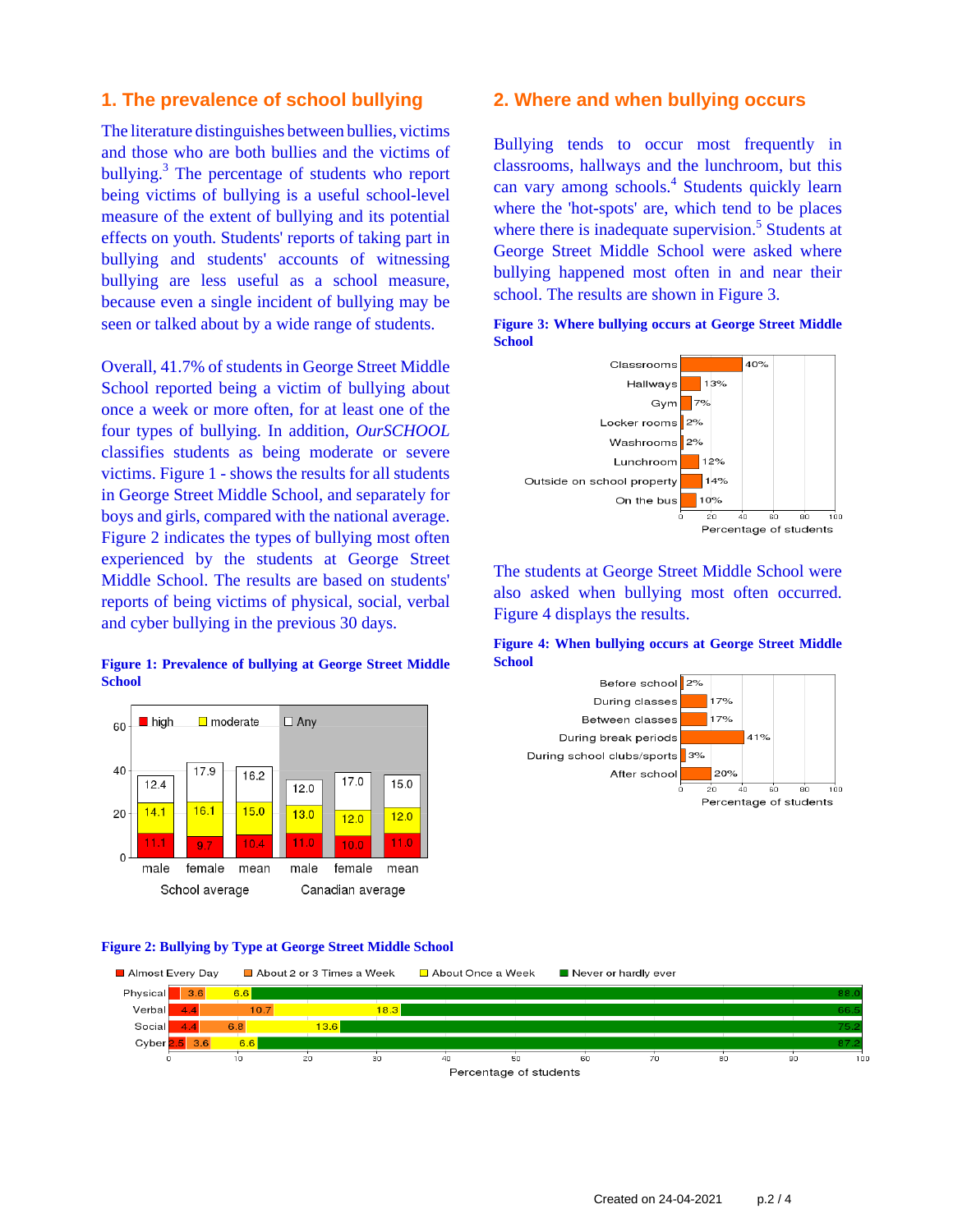## 1. The prevalence of school bullying

The literature distinguishes between bullies, victims and those who are both bullies and the victims of bullying.[3] The percentage of students who report being victims of bullying is a useful school-level measure of the extent of bullying and its potential effects on youth. Students' reports of taking part in bullying and students' accounts of witnessing bullying are less useful as a school measure, because even a single incident of bullying may be seen or talked about by a wide range of students.

Overall, 41.7% of students in George Street Middle School reported being a victim of bullying about once a week or more often, for at least one of the four types of bullying. In addition, *OurSCHOOL* classifies students as being moderate or severe victims. Figure 1 - shows the results for all students in George Street Middle School, and separately for boys and girls, compared with the national average. Figure 2 indicates the types of bullying most often experienced by the students at George Street Middle School. The results are based on students' reports of being victims of physical, social, verbal and cyber bullying in the previous 30 days.

**Figure 1: Prevalence of bullying at George Street Middle School**

| | School average | | | Canadian average | | |
|---|---|---|---|---|---|---|
| | male | female | mean | male | female | mean |
| high | 11.1 | 9.7 | 10.4 | 11.0 | 10.0 | 11.0 |
| moderate | 14.1 | 16.1 | 15.0 | 13.0 | 12.0 | 12.0 |
| Any | 12.4 | 17.9 | 16.2 | 12.0 | 17.0 | 15.0 |

**Figure 2: Bullying by Type at George Street Middle School**

| | Almost Every Day | About 2 or 3 Times a Week | About Once a Week | Never or hardly ever |
|---|---|---|---|---|
| Physical | | 3.6 | 6.6 | 88.0 |
| Verbal | 4.4 | 10.7 | 18.3 | 66.5 |
| Social | 4.4 | 6.8 | 13.6 | 75.2 |
| Cyber | 2.5 | 3.6 | 6.6 | 87.2 |

## 2. Where and when bullying occurs

Bullying tends to occur most frequently in classrooms, hallways and the lunchroom, but this can vary among schools.[4] Students quickly learn where the 'hot-spots' are, which tend to be places where there is inadequate supervision.[5] Students at George Street Middle School were asked where bullying happened most often in and near their school. The results are shown in Figure 3.

**Figure 3: Where bullying occurs at George Street Middle School**

| Location | Percentage of students |
|---|---|
| Classrooms | 40% |
| Hallways | 13% |
| Gym | 7% |
| Locker rooms | 2% |
| Washrooms | 2% |
| Lunchroom | 12% |
| Outside on school property | 14% |
| On the bus | 10% |

The students at George Street Middle School were also asked when bullying most often occurred. Figure 4 displays the results.

**Figure 4: When bullying occurs at George Street Middle School**

| Time | Percentage of students |
|---|---|
| Before school | 2% |
| During classes | 17% |
| Between classes | 17% |
| During break periods | 41% |
| During school clubs/sports | 3% |
| After school | 20% |

Created on 24-04-2021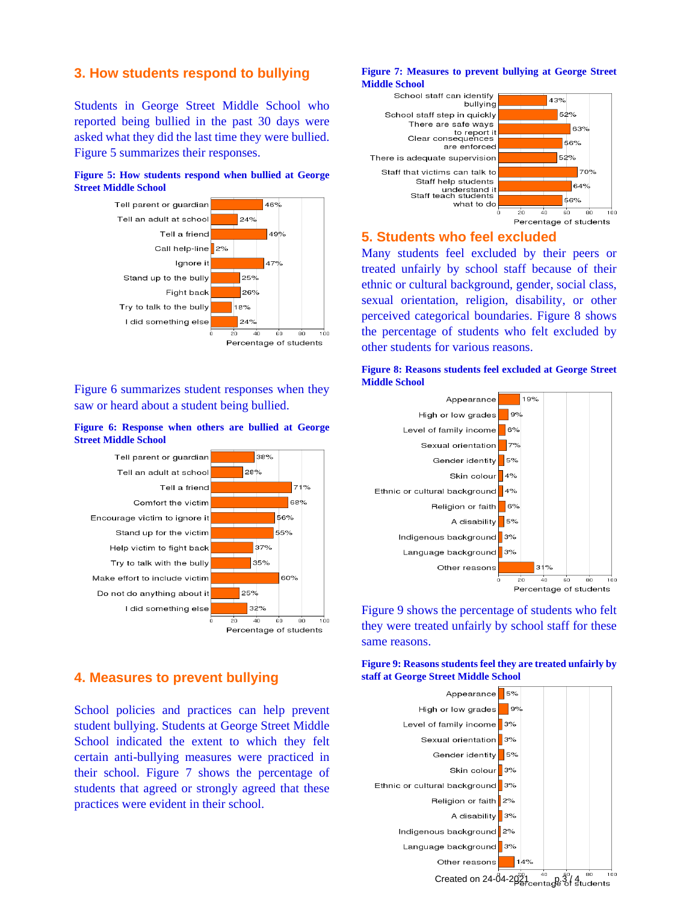## 3. How students respond to bullying

Students in George Street Middle School who reported being bullied in the past 30 days were asked what they did the last time they were bullied. Figure 5 summarizes their responses.

**Figure 5: How students respond when bullied at George Street Middle School**

| Response | Percentage of students |
|---|---|
| Tell parent or guardian | 46% |
| Tell an adult at school | 24% |
| Tell a friend | 49% |
| Call help-line | 2% |
| Ignore it | 47% |
| Stand up to the bully | 25% |
| Fight back | 26% |
| Try to talk to the bully | 18% |
| I did something else | 24% |

Figure 6 summarizes student responses when they saw or heard about a student being bullied.

**Figure 6: Response when others are bullied at George Street Middle School**

| Response | Percentage of students |
|---|---|
| Tell parent or guardian | 38% |
| Tell an adult at school | 28% |
| Tell a friend | 71% |
| Comfort the victim | 68% |
| Encourage victim to ignore it | 56% |
| Stand up for the victim | 55% |
| Help victim to fight back | 37% |
| Try to talk with the bully | 35% |
| Make effort to include victim | 60% |
| Do not do anything about it | 25% |
| I did something else | 32% |

## 4. Measures to prevent bullying

School policies and practices can help prevent student bullying. Students at George Street Middle School indicated the extent to which they felt certain anti-bullying measures were practiced in their school. Figure 7 shows the percentage of students that agreed or strongly agreed that these practices were evident in their school.

**Figure 7: Measures to prevent bullying at George Street Middle School**

| Measure | Percentage of students |
|---|---|
| School staff can identify bullying | 43% |
| School staff step in quickly | 52% |
| There are safe ways to report it | 63% |
| Clear consequences are enforced | 56% |
| There is adequate supervision | 52% |
| Staff that victims can talk to | 70% |
| Staff help students understand it | 64% |
| Staff teach students what to do | 56% |

## 5. Students who feel excluded

Many students feel excluded by their peers or treated unfairly by school staff because of their ethnic or cultural background, gender, social class, sexual orientation, religion, disability, or other perceived categorical boundaries. Figure 8 shows the percentage of students who felt excluded by other students for various reasons.

**Figure 8: Reasons students feel excluded at George Street Middle School**

| Reason | Percentage of students |
|---|---|
| Appearance | 19% |
| High or low grades | 9% |
| Level of family income | 6% |
| Sexual orientation | 7% |
| Gender identity | 5% |
| Skin colour | 4% |
| Ethnic or cultural background | 4% |
| Religion or faith | 6% |
| A disability | 5% |
| Indigenous background | 3% |
| Language background | 3% |
| Other reasons | 31% |

Figure 9 shows the percentage of students who felt they were treated unfairly by school staff for these same reasons.

**Figure 9: Reasons students feel they are treated unfairly by staff at George Street Middle School**

| Reason | Percentage of students |
|---|---|
| Appearance | 5% |
| High or low grades | 9% |
| Level of family income | 3% |
| Sexual orientation | 3% |
| Gender identity | 5% |
| Skin colour | 3% |
| Ethnic or cultural background | 3% |
| Religion or faith | 2% |
| A disability | 3% |
| Indigenous background | 2% |
| Language background | 3% |
| Other reasons | 14% |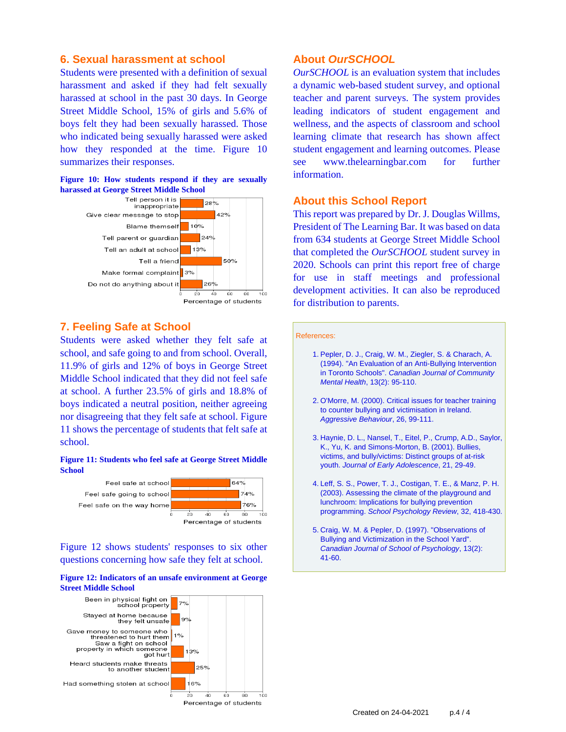## 6. Sexual harassment at school

Students were presented with a definition of sexual harassment and asked if they had felt sexually harassed at school in the past 30 days. In George Street Middle School, 15% of girls and 5.6% of boys felt they had been sexually harassed. Those who indicated being sexually harassed were asked how they responded at the time. Figure 10 summarizes their responses.

**Figure 10: How students respond if they are sexually harassed at George Street Middle School**

Tell person it is inappropriate 28%
Give clear message to stop 42%
Blame themself 10%
Tell parent or guardian 24%
Tell an adult at school 13%
Tell a friend 50%
Make formal complaint 3%
Do not do anything about it 26%
0 20 40 60 80 100
Percentage of students

## 7. Feeling Safe at School

Students were asked whether they felt safe at school, and safe going to and from school. Overall, 11.9% of girls and 12% of boys in George Street Middle School indicated that they did not feel safe at school. A further 23.5% of girls and 18.8% of boys indicated a neutral position, neither agreeing nor disagreeing that they felt safe at school. Figure 11 shows the percentage of students that felt safe at school.

**Figure 11: Students who feel safe at George Street Middle School**

Feel safe at school 64%
Feel safe going to school 74%
Feel safe on the way home 76%
0 20 40 60 80 100
Percentage of students

Figure 12 shows students' responses to six other questions concerning how safe they felt at school.

**Figure 12: Indicators of an unsafe environment at George Street Middle School**

Been in physical fight on school property 7%
Stayed at home because they felt unsafe 9%
Gave money to someone who threatened to hurt them 1%
Saw a fight on school property in which someone got hurt 13%
Heard students make threats to another student 25%
Had something stolen at school 16%
0 20 40 60 80 100
Percentage of students

## About *OurSCHOOL*

*OurSCHOOL* is an evaluation system that includes a dynamic web-based student survey, and optional teacher and parent surveys. The system provides leading indicators of student engagement and wellness, and the aspects of classroom and school learning climate that research has shown affect student engagement and learning outcomes. Please see www.thelearningbar.com for further information.

## About this School Report

This report was prepared by Dr. J. Douglas Willms, President of The Learning Bar. It was based on data from 634 students at George Street Middle School that completed the *OurSCHOOL* student survey in 2020. Schools can print this report free of charge for use in staff meetings and professional development activities. It can also be reproduced for distribution to parents.

References:

1. Pepler, D. J., Craig, W. M., Ziegler, S. & Charach, A. (1994). "An Evaluation of an Anti-Bullying Intervention in Toronto Schools". *Canadian Journal of Community Mental Health*, 13(2): 95-110.
2. O'Morre, M. (2000). Critical issues for teacher training to counter bullying and victimisation in Ireland. *Aggressive Behaviour*, 26, 99-111.
3. Haynie, D. L., Nansel, T., Eitel, P., Crump, A.D., Saylor, K., Yu, K. and Simons-Morton, B. (2001). Bullies, victims, and bully/victims: Distinct groups of at-risk youth. *Journal of Early Adolescence*, 21, 29-49.
4. Leff, S. S., Power, T. J., Costigan, T. E., & Manz, P. H. (2003). Assessing the climate of the playground and lunchroom: Implications for bullying prevention programming. *School Psychology Review*, 32, 418-430.
5. Craig, W. M. & Pepler, D. (1997). "Observations of Bullying and Victimization in the School Yard". *Canadian Journal of School of Psychology*, 13(2): 41-60.

Created on 24-04-2021